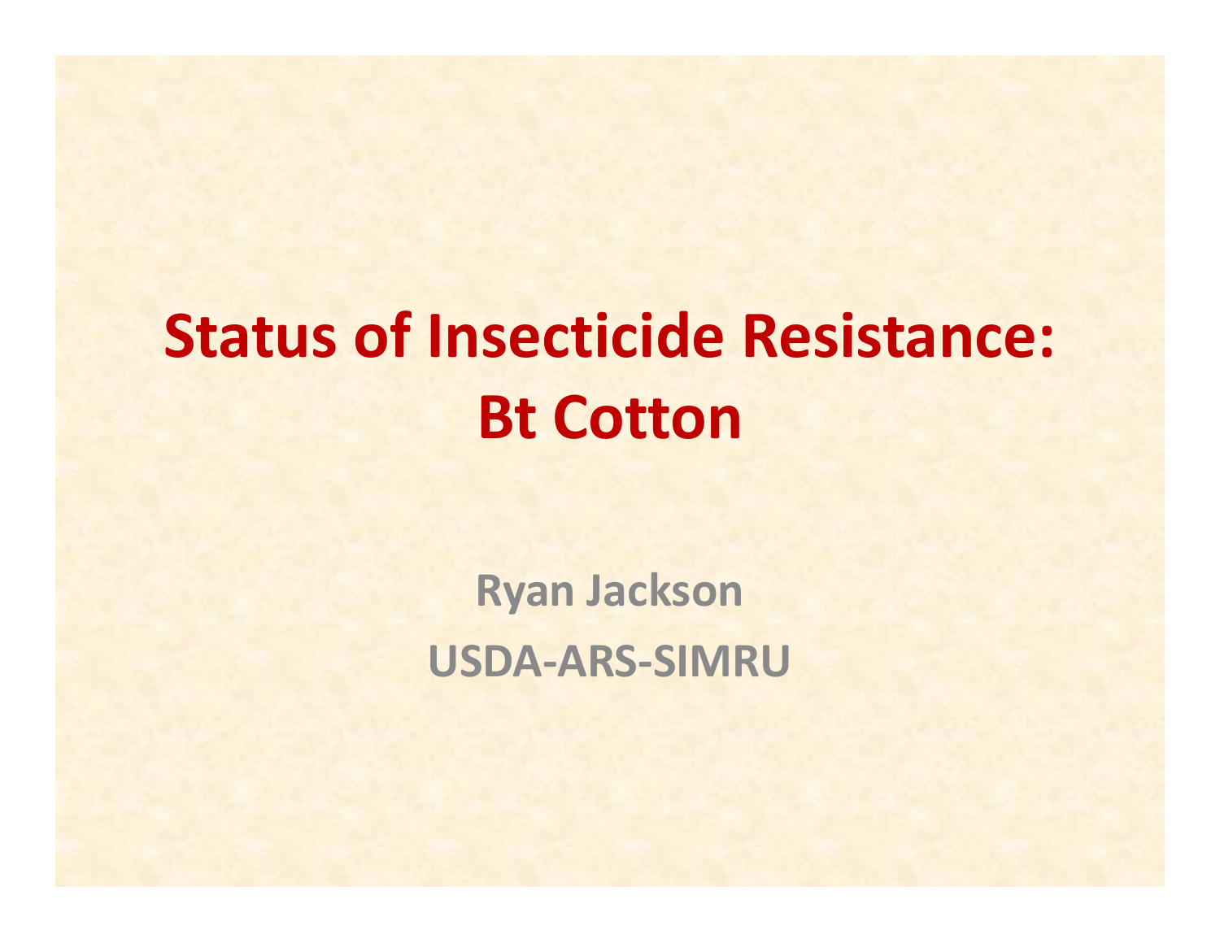# Status of Insecticide Resistance: Bt Cotton

**Ryan Jackson**

**USDA-ARS-SIMRU**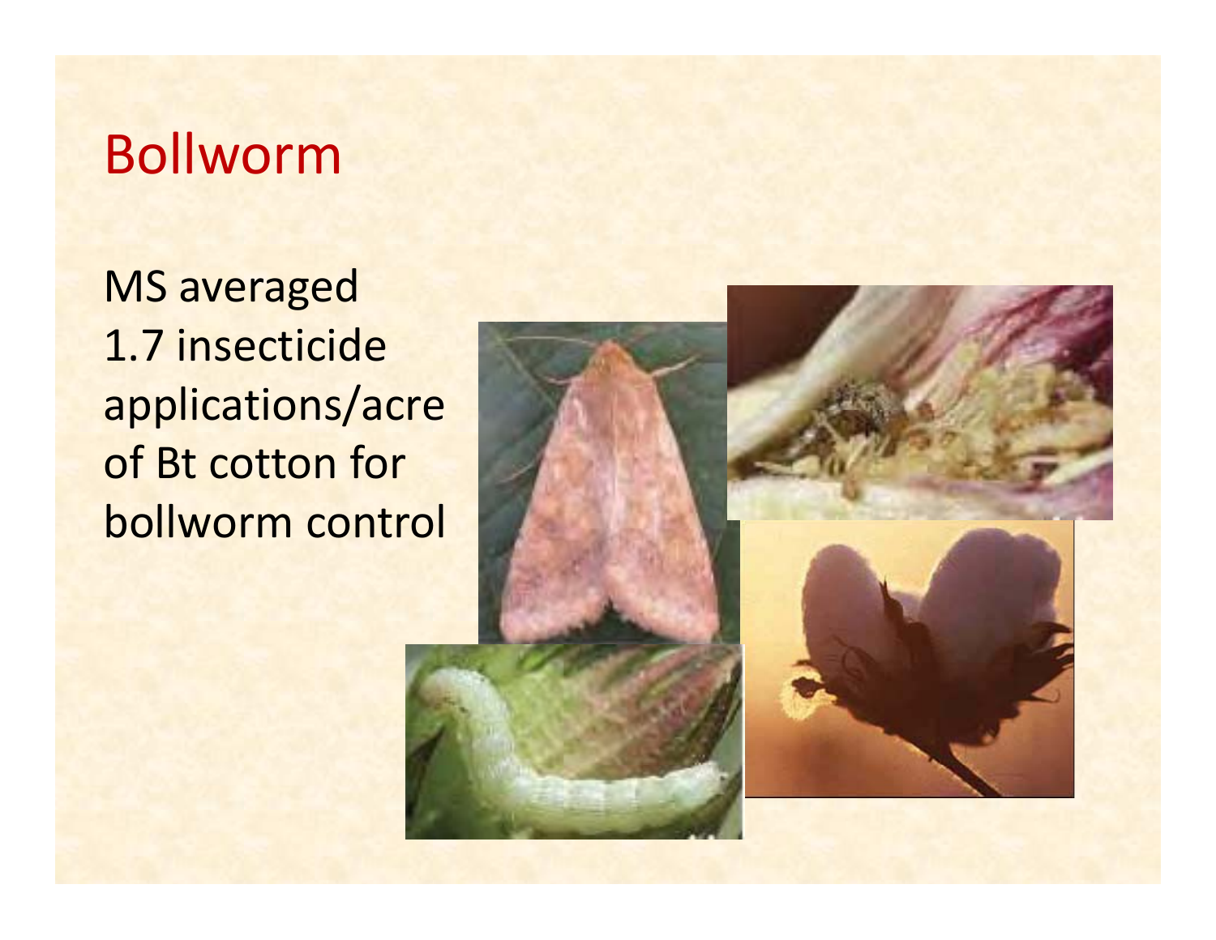# Bollworm

MS averaged 1.7 insecticide applications/acre of Bt cotton for bollworm control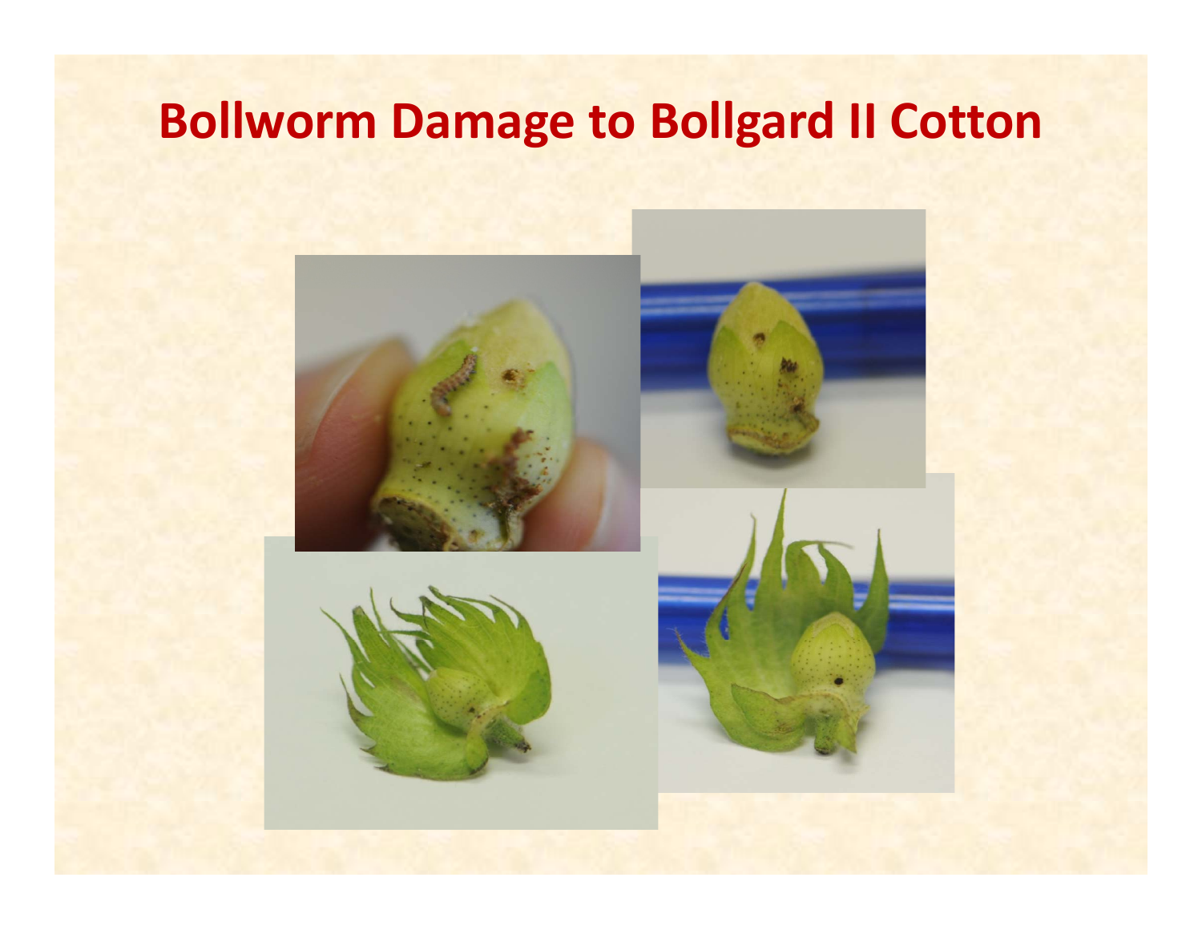# Bollworm Damage to Bollgard II Cotton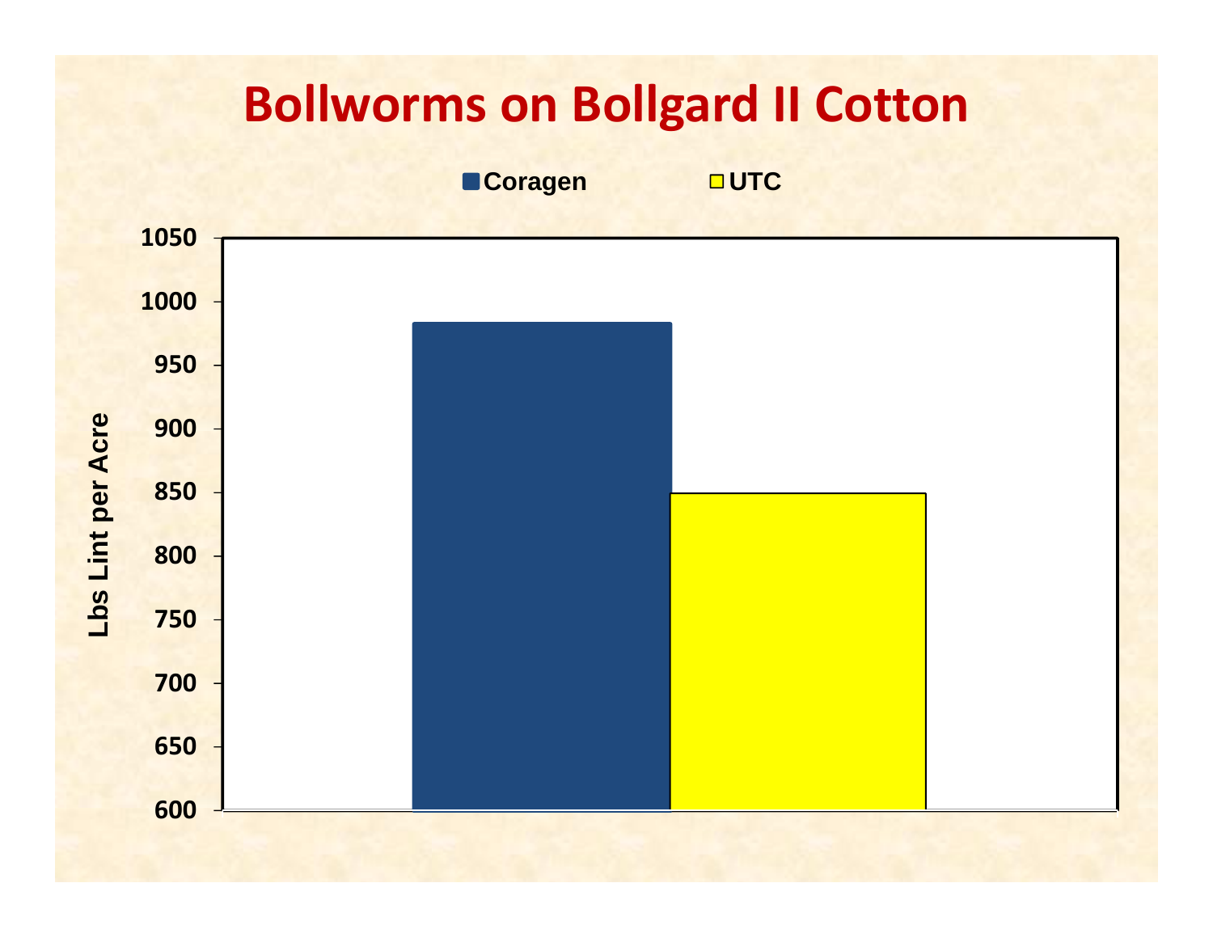# Bollworms on Bollgard II Cotton

**Coragen** | **UTC**

Lbs Lint per Acre

1050
1000
950
900
850
800
750
700
650
600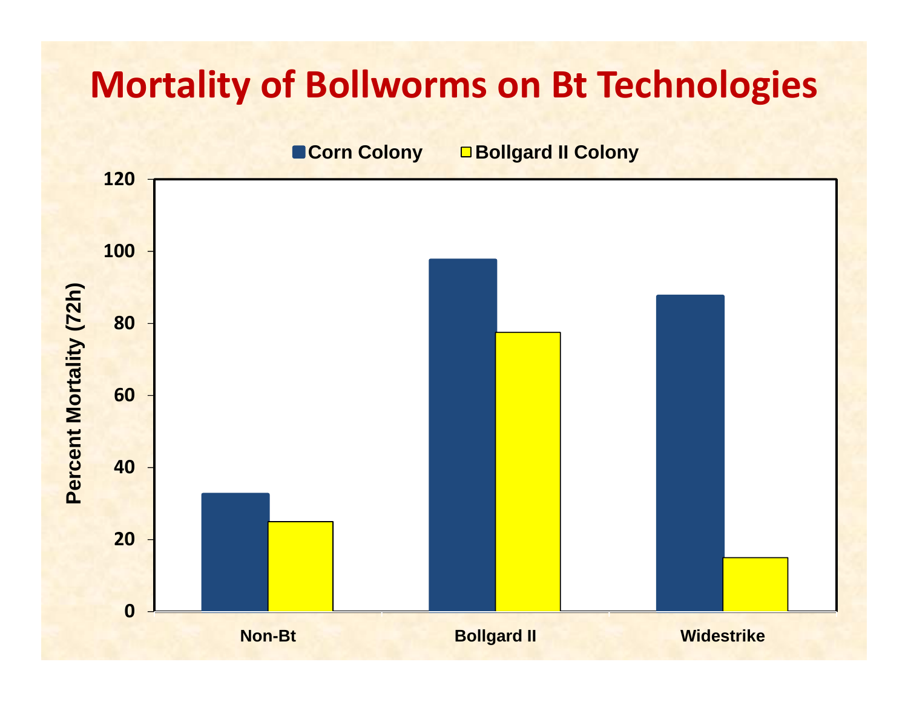# Mortality of Bollworms on Bt Technologies

Corn Colony | Bollgard II Colony

Percent Mortality (72h)

120
100
80
60
40
20
0

Non-Bt | Bollgard II | Widestrike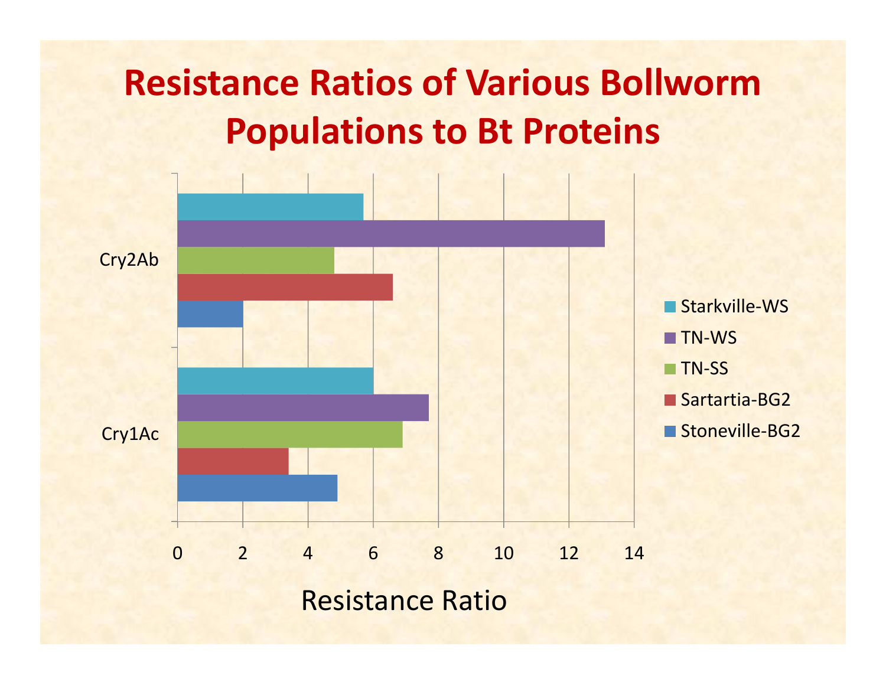# Resistance Ratios of Various Bollworm Populations to Bt Proteins

| Population | Cry2Ab | Cry1Ac |
|---|---|---|
| Starkville-WS | 5.7 | 6.0 |
| TN-WS | 13.1 | 7.7 |
| TN-SS | 4.8 | 6.9 |
| Sartartia-BG2 | 6.6 | 3.4 |
| Stoneville-BG2 | 2.0 | 4.9 |

Resistance Ratio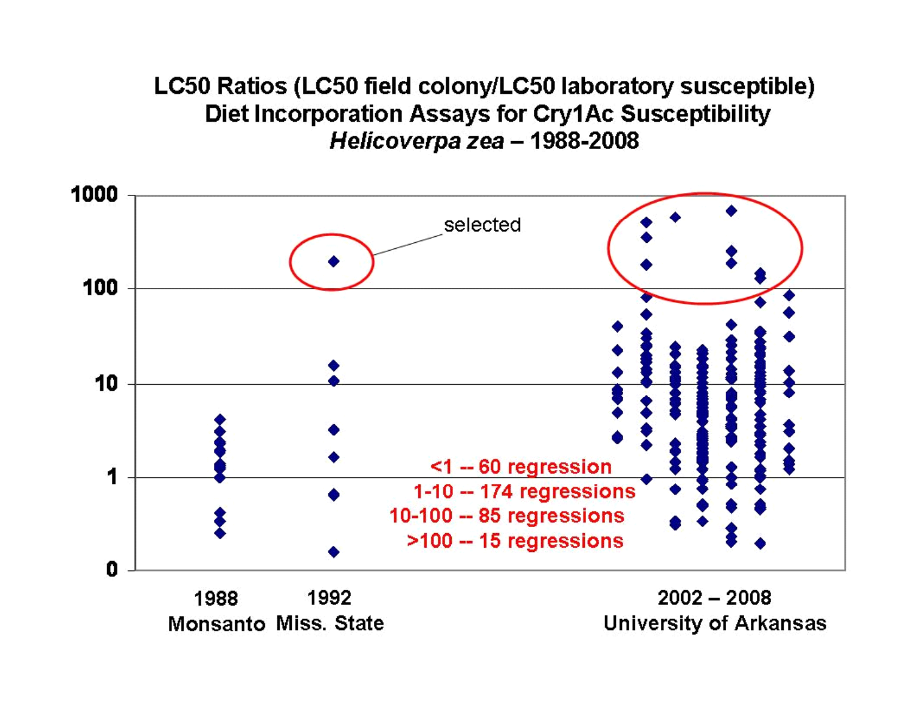# LC50 Ratios (LC50 field colony/LC50 laboratory susceptible)
## Diet Incorporation Assays for Cry1Ac Susceptibility
## *Helicoverpa zea* – 1988-2008

selected

<1 -- 60 regression
1-10 -- 174 regressions
10-100 -- 85 regressions
>100 -- 15 regressions

1988 Monsanto | 1992 Miss. State | 2002 – 2008 University of Arkansas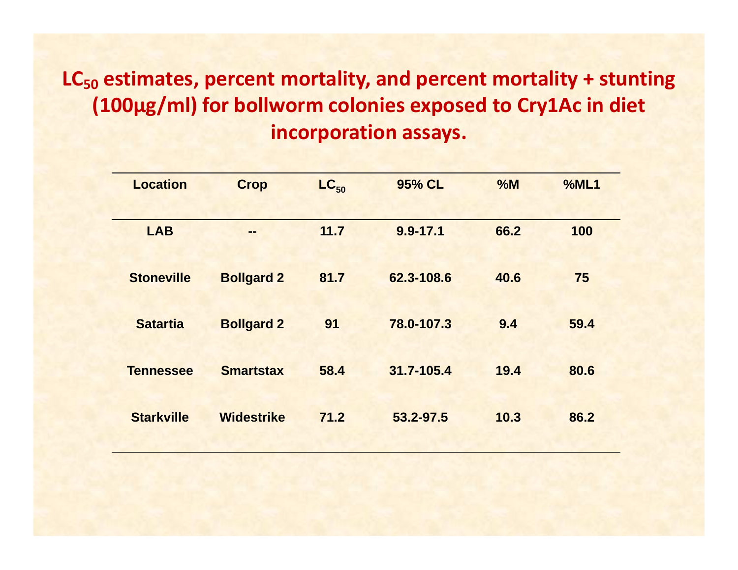# $LC_{50}$ estimates, percent mortality, and percent mortality + stunting (100µg/ml) for bollworm colonies exposed to Cry1Ac in diet incorporation assays.

| Location | Crop | $LC_{50}$ | 95% CL | %M | %ML1 |
|---|---|---|---|---|---|
| LAB | -- | 11.7 | 9.9-17.1 | 66.2 | 100 |
| Stoneville | Bollgard 2 | 81.7 | 62.3-108.6 | 40.6 | 75 |
| Satartia | Bollgard 2 | 91 | 78.0-107.3 | 9.4 | 59.4 |
| Tennessee | Smartstax | 58.4 | 31.7-105.4 | 19.4 | 80.6 |
| Starkville | Widestrike | 71.2 | 53.2-97.5 | 10.3 | 86.2 |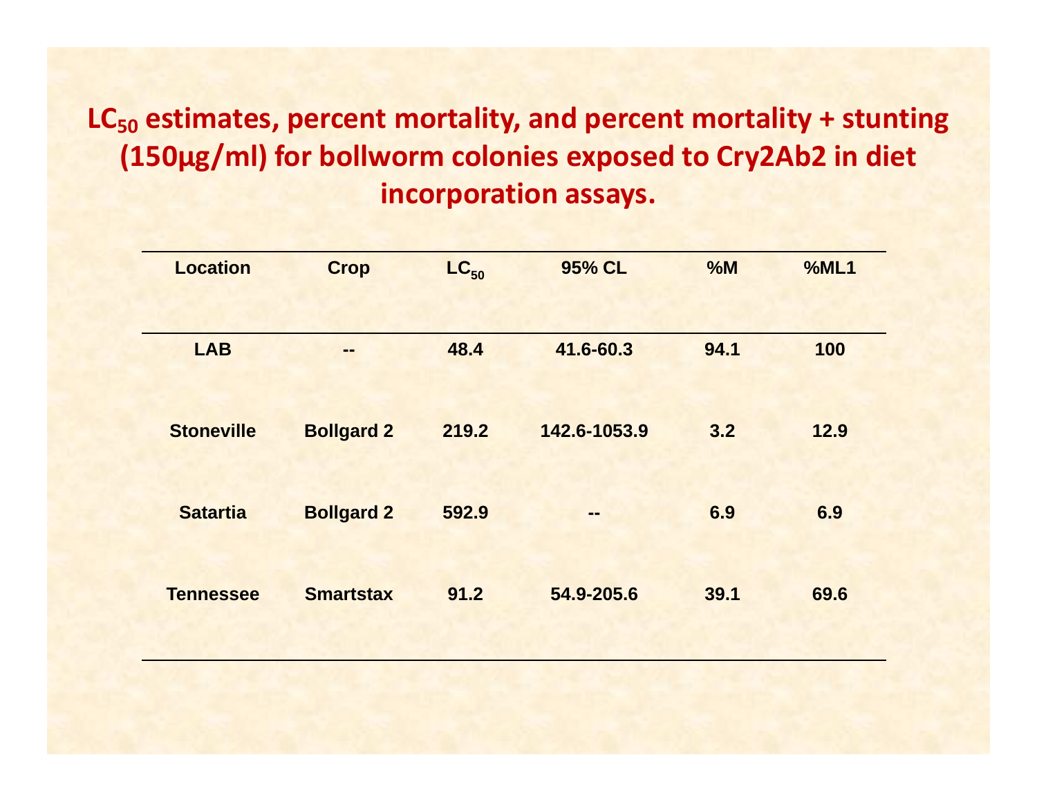# $LC_{50}$ estimates, percent mortality, and percent mortality + stunting (150µg/ml) for bollworm colonies exposed to Cry2Ab2 in diet incorporation assays.

| Location | Crop | $LC_{50}$ | 95% CL | %M | %ML1 |
|---|---|---|---|---|---|
| LAB | -- | 48.4 | 41.6-60.3 | 94.1 | 100 |
| Stoneville | Bollgard 2 | 219.2 | 142.6-1053.9 | 3.2 | 12.9 |
| Satartia | Bollgard 2 | 592.9 | -- | 6.9 | 6.9 |
| Tennessee | Smartstax | 91.2 | 54.9-205.6 | 39.1 | 69.6 |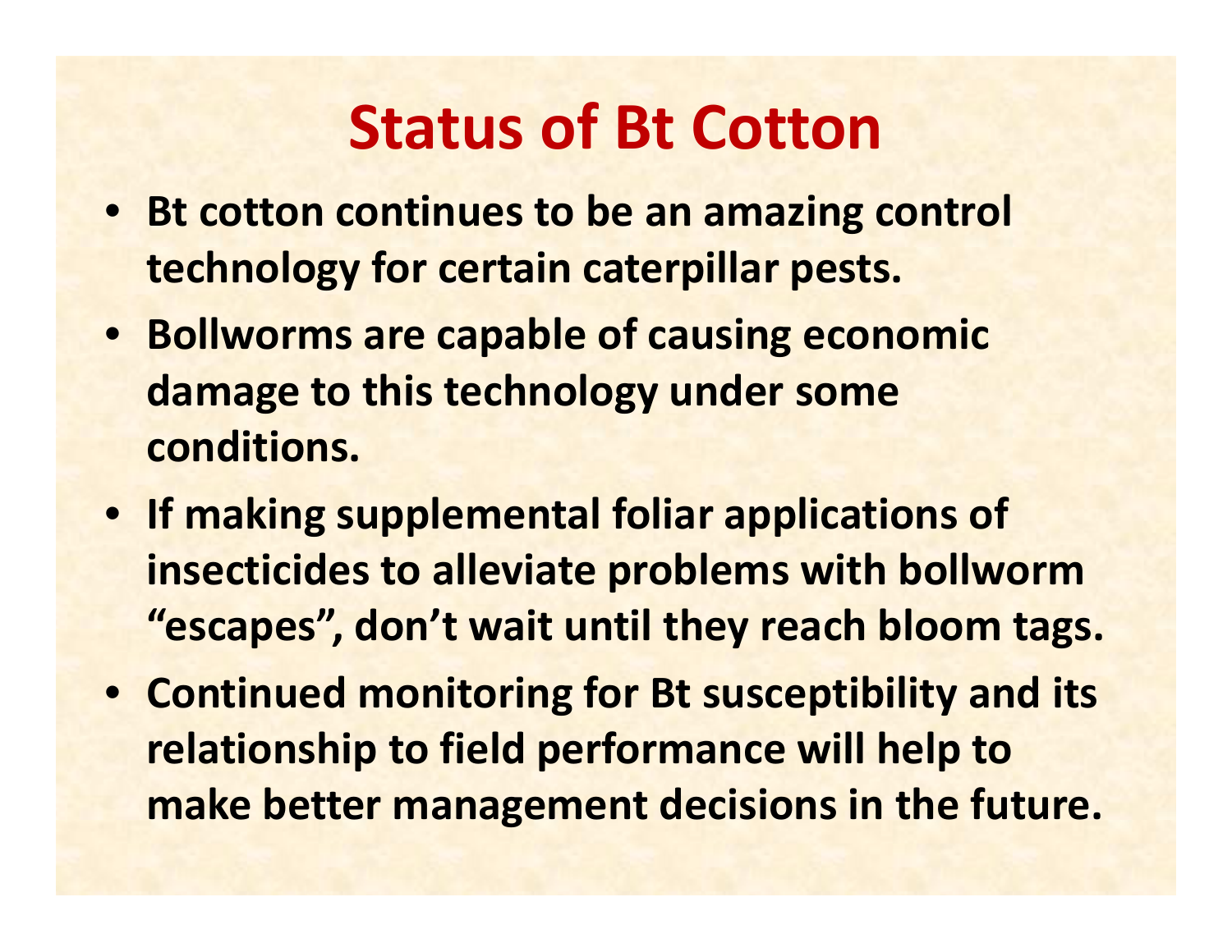# Status of Bt Cotton

- **Bt cotton continues to be an amazing control technology for certain caterpillar pests.**
- **Bollworms are capable of causing economic damage to this technology under some conditions.**
- **If making supplemental foliar applications of insecticides to alleviate problems with bollworm "escapes", don't wait until they reach bloom tags.**
- **Continued monitoring for Bt susceptibility and its relationship to field performance will help to make better management decisions in the future.**